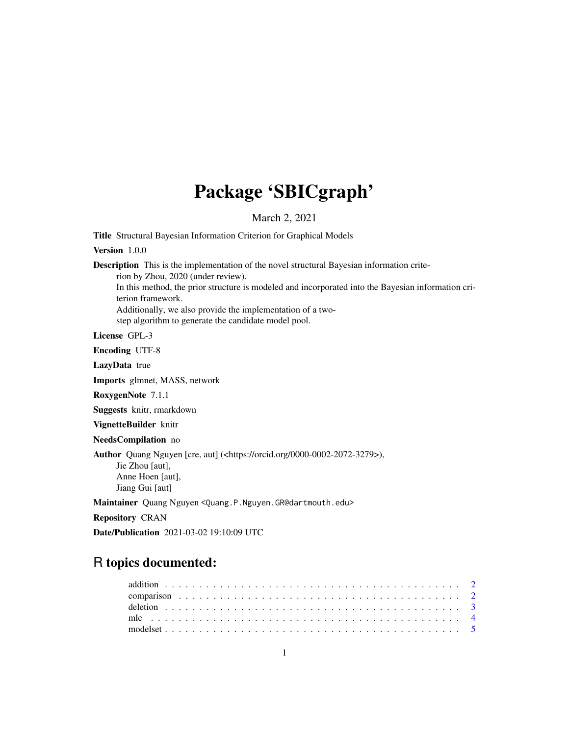# Package 'SBICgraph'

March 2, 2021

**Title** Structural Bayesian Information Criterion for Graphical Models

**Version** 1.0.0

**Description** This is the implementation of the novel structural Bayesian information criterion by Zhou, 2020 (under review).
In this method, the prior structure is modeled and incorporated into the Bayesian information criterion framework.
Additionally, we also provide the implementation of a two-step algorithm to generate the candidate model pool.

**License** GPL-3

**Encoding** UTF-8

**LazyData** true

**Imports** glmnet, MASS, network

**RoxygenNote** 7.1.1

**Suggests** knitr, rmarkdown

**VignetteBuilder** knitr

**NeedsCompilation** no

**Author** Quang Nguyen [cre, aut] (<https://orcid.org/0000-0002-2072-3279>),
Jie Zhou [aut],
Anne Hoen [aut],
Jiang Gui [aut]

**Maintainer** Quang Nguyen <Quang.P.Nguyen.GR@dartmouth.edu>

**Repository** CRAN

**Date/Publication** 2021-03-02 19:10:09 UTC

## R topics documented:

- addition . . . . . . . . . . . . . . . . . . . . . . . . . . . . . . . . . . . . . . . . . . 2
- comparison . . . . . . . . . . . . . . . . . . . . . . . . . . . . . . . . . . . . . . . . 2
- deletion . . . . . . . . . . . . . . . . . . . . . . . . . . . . . . . . . . . . . . . . . . 3
- mle . . . . . . . . . . . . . . . . . . . . . . . . . . . . . . . . . . . . . . . . . . . . 4
- modelset . . . . . . . . . . . . . . . . . . . . . . . . . . . . . . . . . . . . . . . . . 5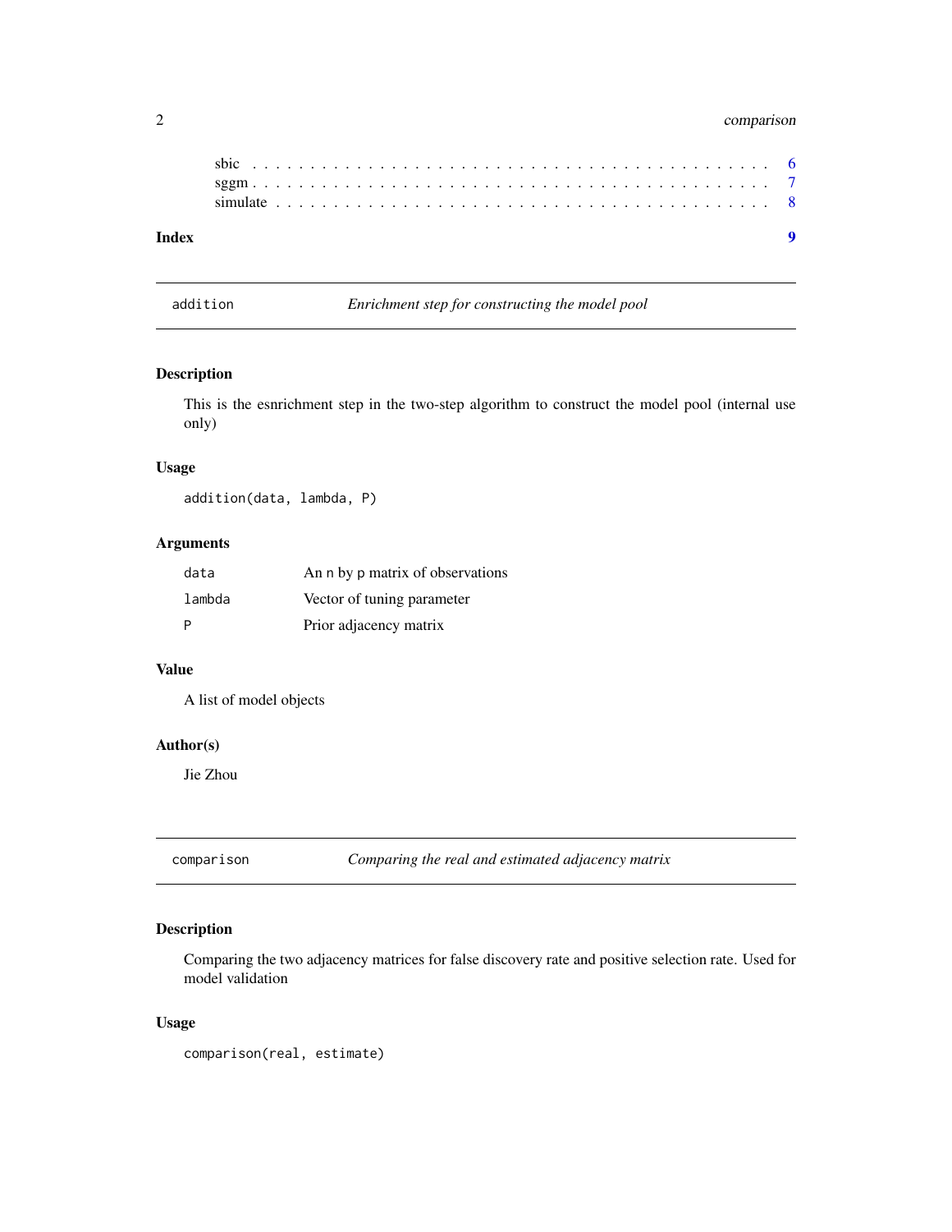sbic . . . . . . . . . . . . . . . . . . . . . . . . . . . . . . . . . . . . . . . . 6
sggm . . . . . . . . . . . . . . . . . . . . . . . . . . . . . . . . . . . . . . . . 7
simulate . . . . . . . . . . . . . . . . . . . . . . . . . . . . . . . . . . . . . . 8

**Index** **9**

---

`addition` *Enrichment step for constructing the model pool*

---

### Description

This is the esnrichment step in the two-step algorithm to construct the model pool (internal use only)

### Usage

```
addition(data, lambda, P)
```

### Arguments

| | |
|---|---|
| `data` | An `n` by `p` matrix of observations |
| `lambda` | Vector of tuning parameter |
| `P` | Prior adjacency matrix |

### Value

A list of model objects

### Author(s)

Jie Zhou

---

`comparison` *Comparing the real and estimated adjacency matrix*

---

### Description

Comparing the two adjacency matrices for false discovery rate and positive selection rate. Used for model validation

### Usage

```
comparison(real, estimate)
```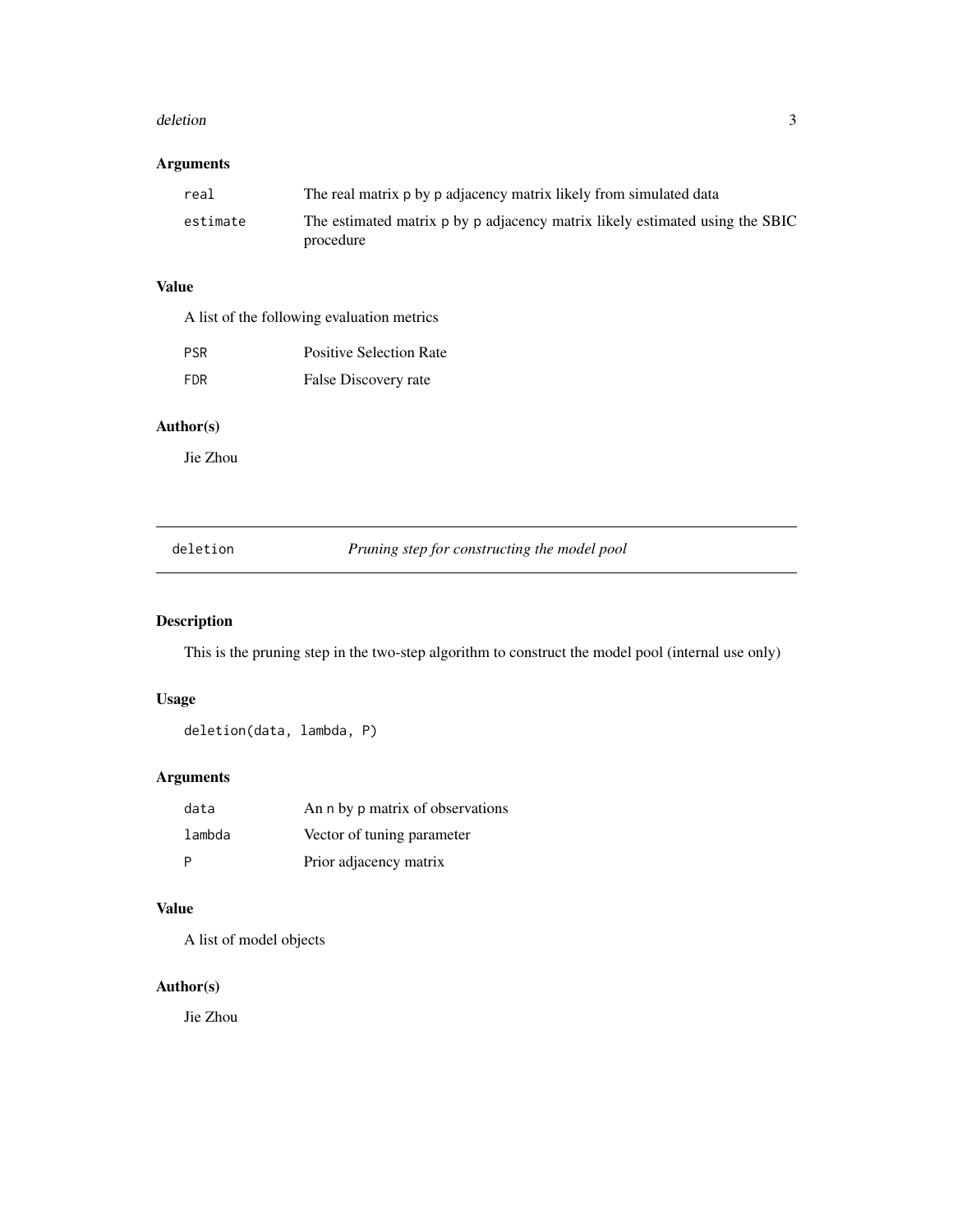## Arguments

| | |
|---|---|
| `real` | The real matrix p by p adjacency matrix likely from simulated data |
| `estimate` | The estimated matrix p by p adjacency matrix likely estimated using the SBIC procedure |

## Value

A list of the following evaluation metrics

| | |
|---|---|
| `PSR` | Positive Selection Rate |
| `FDR` | False Discovery rate |

## Author(s)

Jie Zhou

---

# deletion — *Pruning step for constructing the model pool*

---

## Description

This is the pruning step in the two-step algorithm to construct the model pool (internal use only)

## Usage

```
deletion(data, lambda, P)
```

## Arguments

| | |
|---|---|
| `data` | An n by p matrix of observations |
| `lambda` | Vector of tuning parameter |
| `P` | Prior adjacency matrix |

## Value

A list of model objects

## Author(s)

Jie Zhou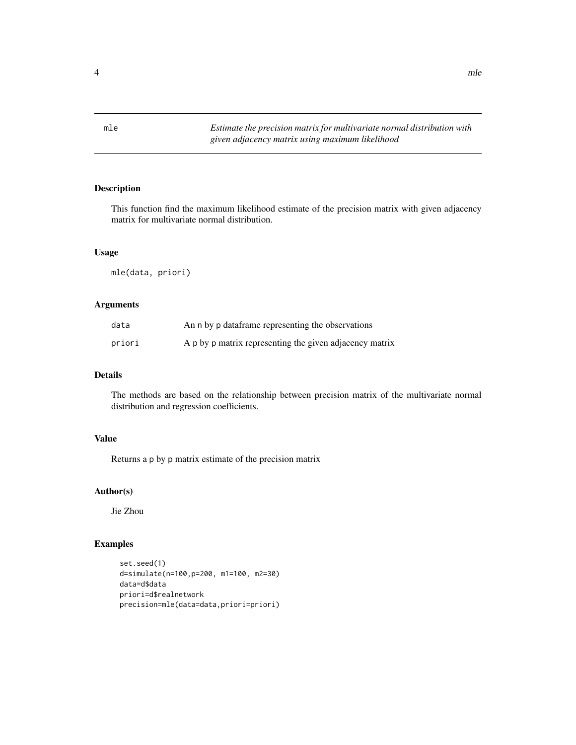mle — *Estimate the precision matrix for multivariate normal distribution with given adjacency matrix using maximum likelihood*

## Description

This function find the maximum likelihood estimate of the precision matrix with given adjacency matrix for multivariate normal distribution.

## Usage

```
mle(data, priori)
```

## Arguments

| | |
|---|---|
| data | An n by p dataframe representing the observations |
| priori | A p by p matrix representing the given adjacency matrix |

## Details

The methods are based on the relationship between precision matrix of the multivariate normal distribution and regression coefficients.

## Value

Returns a p by p matrix estimate of the precision matrix

## Author(s)

Jie Zhou

## Examples

```
set.seed(1)
d=simulate(n=100,p=200, m1=100, m2=30)
data=d$data
priori=d$realnetwork
precision=mle(data=data,priori=priori)
```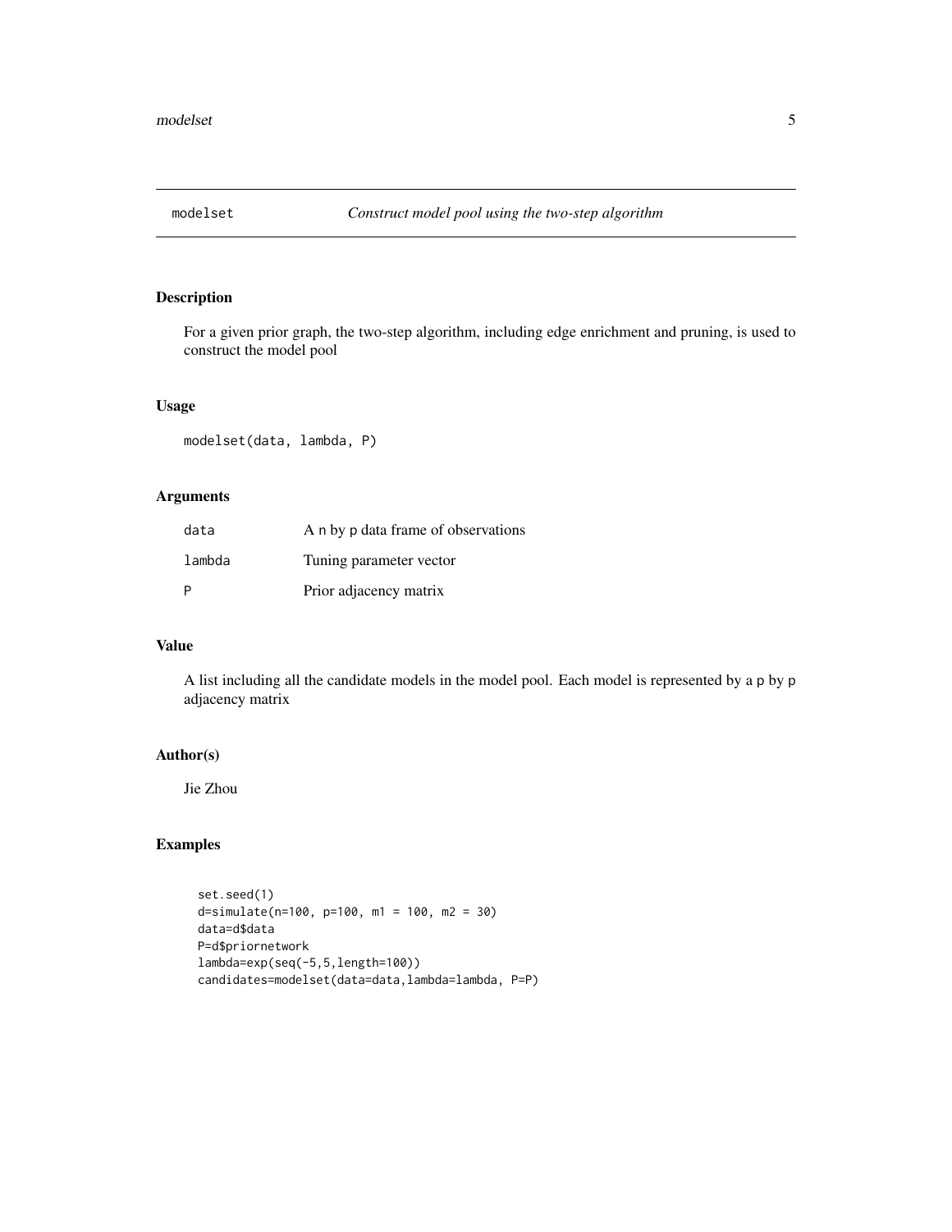## modelset — *Construct model pool using the two-step algorithm*

### Description

For a given prior graph, the two-step algorithm, including edge enrichment and pruning, is used to construct the model pool

### Usage

```
modelset(data, lambda, P)
```

### Arguments

| | |
|---|---|
| `data` | A `n` by `p` data frame of observations |
| `lambda` | Tuning parameter vector |
| `P` | Prior adjacency matrix |

### Value

A list including all the candidate models in the model pool. Each model is represented by a `p` by `p` adjacency matrix

### Author(s)

Jie Zhou

### Examples

```
set.seed(1)
d=simulate(n=100, p=100, m1 = 100, m2 = 30)
data=d$data
P=d$priornetwork
lambda=exp(seq(-5,5,length=100))
candidates=modelset(data=data,lambda=lambda, P=P)
```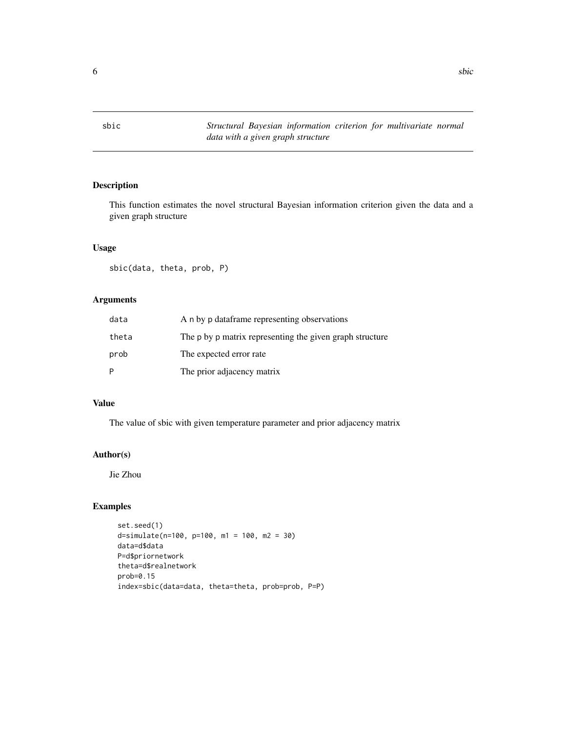sbic — *Structural Bayesian information criterion for multivariate normal data with a given graph structure*

## Description

This function estimates the novel structural Bayesian information criterion given the data and a given graph structure

## Usage

```
sbic(data, theta, prob, P)
```

## Arguments

| | |
|---|---|
| data | A n by p dataframe representing observations |
| theta | The p by p matrix representing the given graph structure |
| prob | The expected error rate |
| P | The prior adjacency matrix |

## Value

The value of sbic with given temperature parameter and prior adjacency matrix

## Author(s)

Jie Zhou

## Examples

```
set.seed(1)
d=simulate(n=100, p=100, m1 = 100, m2 = 30)
data=d$data
P=d$priornetwork
theta=d$realnetwork
prob=0.15
index=sbic(data=data, theta=theta, prob=prob, P=P)
```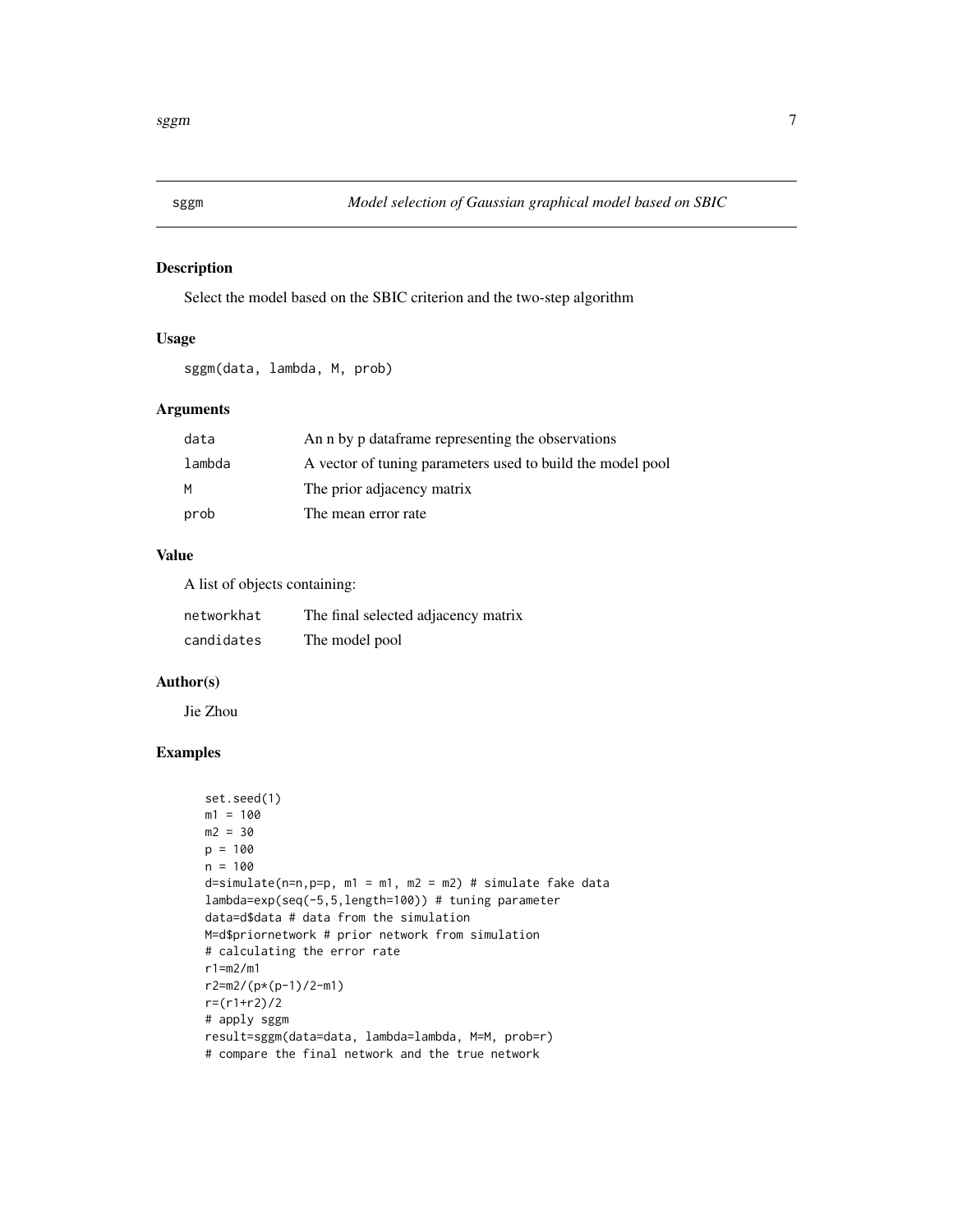## sggm — *Model selection of Gaussian graphical model based on SBIC*

### Description

Select the model based on the SBIC criterion and the two-step algorithm

### Usage

```
sggm(data, lambda, M, prob)
```

### Arguments

| | |
|---|---|
| `data` | An n by p dataframe representing the observations |
| `lambda` | A vector of tuning parameters used to build the model pool |
| `M` | The prior adjacency matrix |
| `prob` | The mean error rate |

### Value

A list of objects containing:

| | |
|---|---|
| `networkhat` | The final selected adjacency matrix |
| `candidates` | The model pool |

### Author(s)

Jie Zhou

### Examples

```
set.seed(1)
m1 = 100
m2 = 30
p = 100
n = 100
d=simulate(n=n,p=p, m1 = m1, m2 = m2) # simulate fake data
lambda=exp(seq(-5,5,length=100)) # tuning parameter
data=d$data # data from the simulation
M=d$priornetwork # prior network from simulation
# calculating the error rate
r1=m2/m1
r2=m2/(p*(p-1)/2-m1)
r=(r1+r2)/2
# apply sggm
result=sggm(data=data, lambda=lambda, M=M, prob=r)
# compare the final network and the true network
```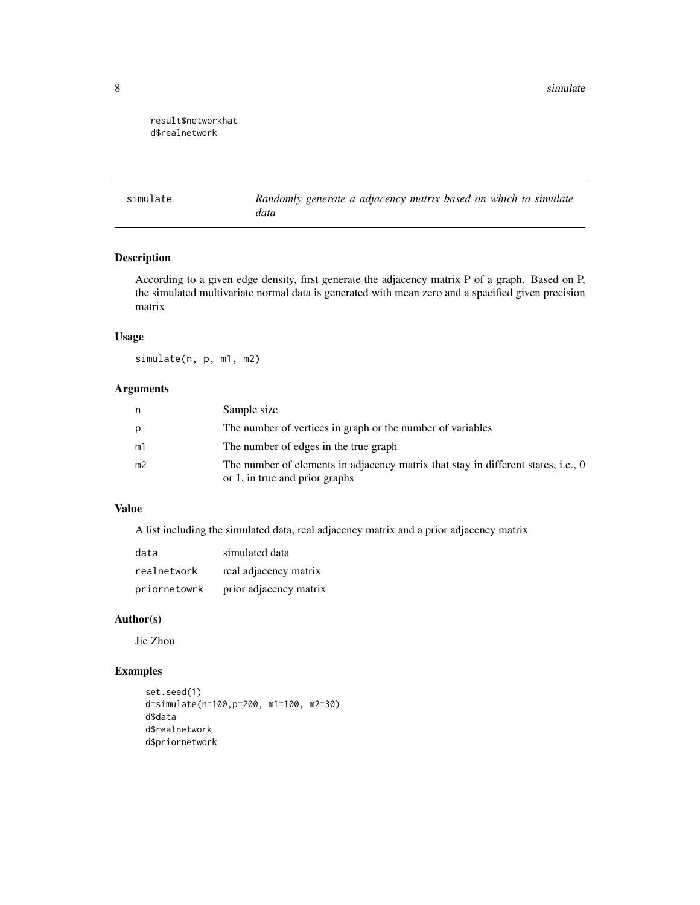```
result$networkhat
d$realnetwork
```

## simulate — *Randomly generate a adjacency matrix based on which to simulate data*

### Description

According to a given edge density, first generate the adjacency matrix P of a graph. Based on P, the simulated multivariate normal data is generated with mean zero and a specified given precision matrix

### Usage

```
simulate(n, p, m1, m2)
```

### Arguments

| | |
|---|---|
| n | Sample size |
| p | The number of vertices in graph or the number of variables |
| m1 | The number of edges in the true graph |
| m2 | The number of elements in adjacency matrix that stay in different states, i.e., 0 or 1, in true and prior graphs |

### Value

A list including the simulated data, real adjacency matrix and a prior adjacency matrix

| | |
|---|---|
| data | simulated data |
| realnetwork | real adjacency matrix |
| priornetowrk | prior adjacency matrix |

### Author(s)

Jie Zhou

### Examples

```
set.seed(1)
d=simulate(n=100,p=200, m1=100, m2=30)
d$data
d$realnetwork
d$priornetwork
```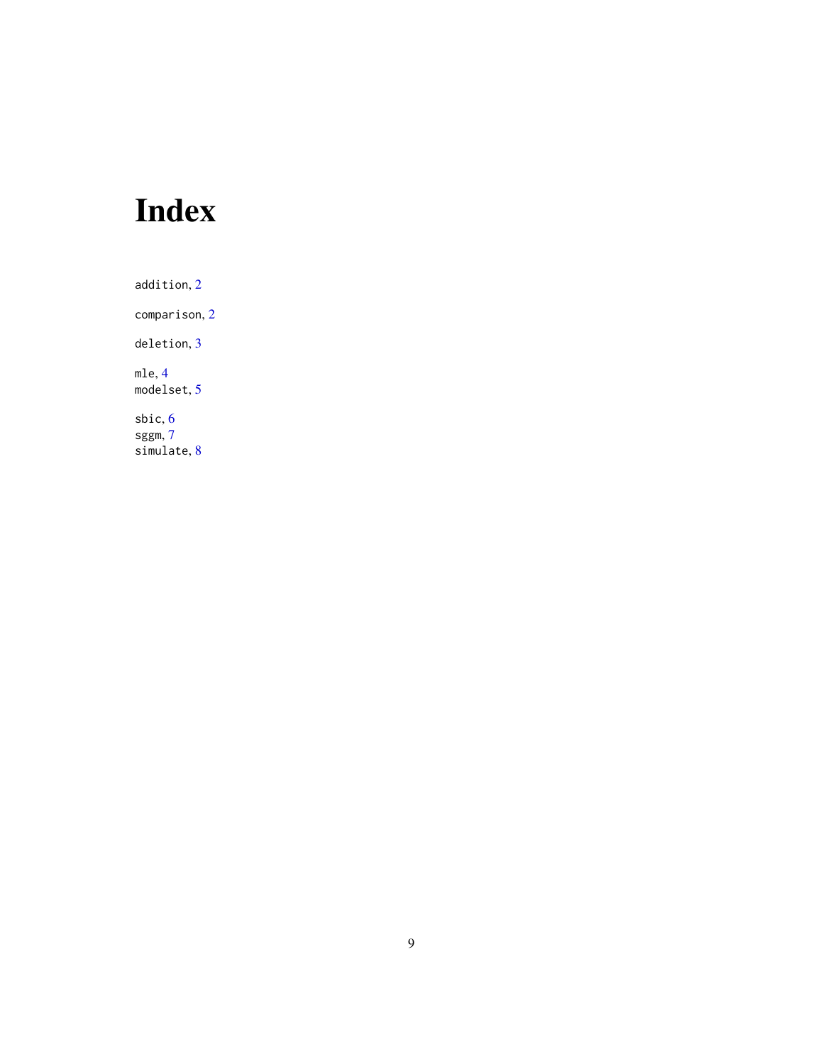# Index

addition, 2

comparison, 2

deletion, 3

mle, 4
modelset, 5

sbic, 6
sggm, 7
simulate, 8